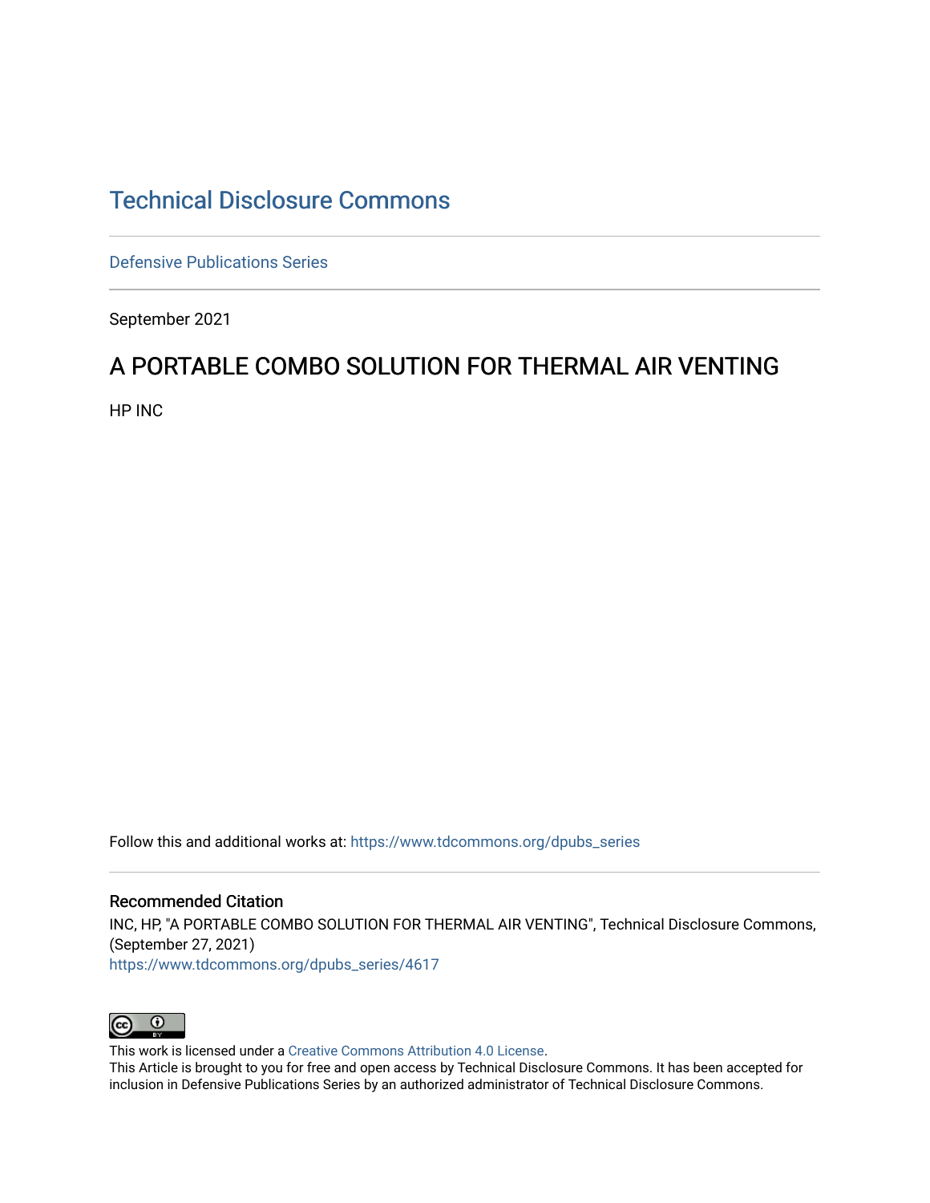# Technical Disclosure Commons

Defensive Publications Series

September 2021

## A PORTABLE COMBO SOLUTION FOR THERMAL AIR VENTING

HP INC

Follow this and additional works at: https://www.tdcommons.org/dpubs_series

### Recommended Citation

INC, HP, "A PORTABLE COMBO SOLUTION FOR THERMAL AIR VENTING", Technical Disclosure Commons, (September 27, 2021)
https://www.tdcommons.org/dpubs_series/4617

This work is licensed under a Creative Commons Attribution 4.0 License.
This Article is brought to you for free and open access by Technical Disclosure Commons. It has been accepted for inclusion in Defensive Publications Series by an authorized administrator of Technical Disclosure Commons.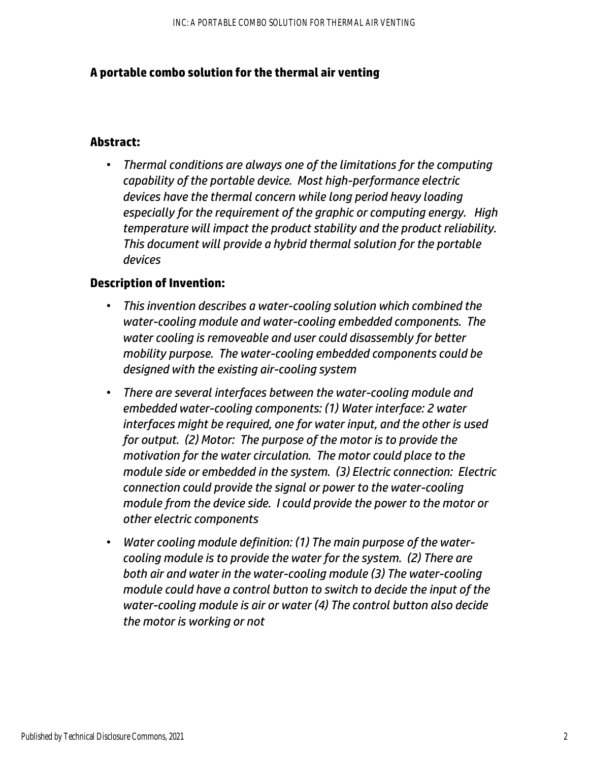## A portable combo solution for the thermal air venting

## Abstract:

- *Thermal conditions are always one of the limitations for the computing capability of the portable device. Most high-performance electric devices have the thermal concern while long period heavy loading especially for the requirement of the graphic or computing energy. High temperature will impact the product stability and the product reliability. This document will provide a hybrid thermal solution for the portable devices*

## Description of Invention:

- *This invention describes a water-cooling solution which combined the water-cooling module and water-cooling embedded components. The water cooling is removeable and user could disassembly for better mobility purpose. The water-cooling embedded components could be designed with the existing air-cooling system*
- *There are several interfaces between the water-cooling module and embedded water-cooling components: (1) Water interface: 2 water interfaces might be required, one for water input, and the other is used for output. (2) Motor: The purpose of the motor is to provide the motivation for the water circulation. The motor could place to the module side or embedded in the system. (3) Electric connection: Electric connection could provide the signal or power to the water-cooling module from the device side. I could provide the power to the motor or other electric components*
- *Water cooling module definition: (1) The main purpose of the water-cooling module is to provide the water for the system. (2) There are both air and water in the water-cooling module (3) The water-cooling module could have a control button to switch to decide the input of the water-cooling module is air or water (4) The control button also decide the motor is working or not*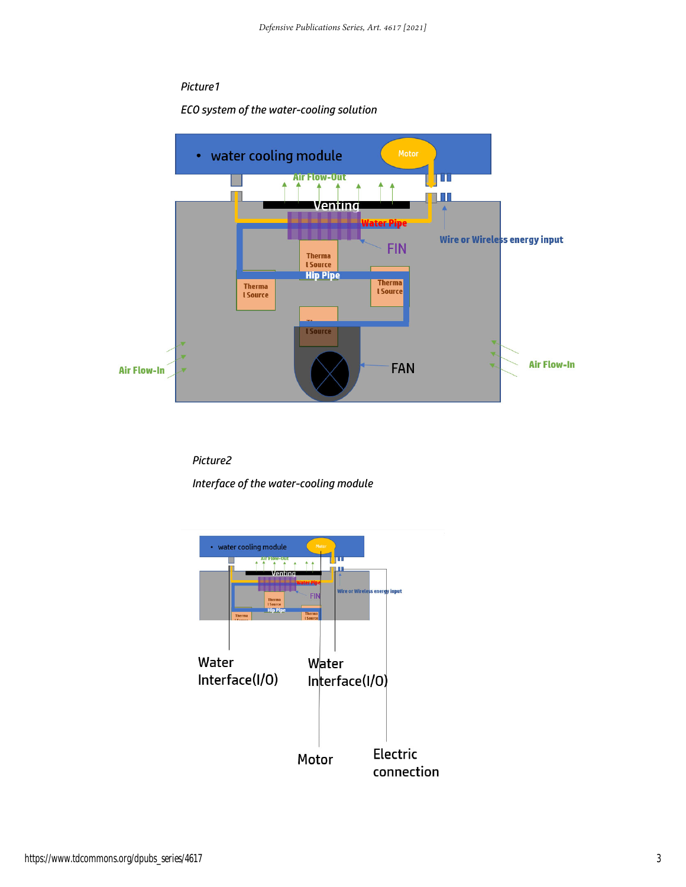*Picture1*

*ECO system of the water-cooling solution*

- water cooling module

Motor

Air Flow-Out

Venting

Water Pipe

FIN

Wire or Wireless energy input

Therma l Source

Hip Pipe

Therma l Source

Therma l Source

l Source

FAN

Air Flow-In

Air Flow-In

*Picture2*

*Interface of the water-cooling module*

Water Interface(I/O)

Water Interface(I/O)

Motor

Electric connection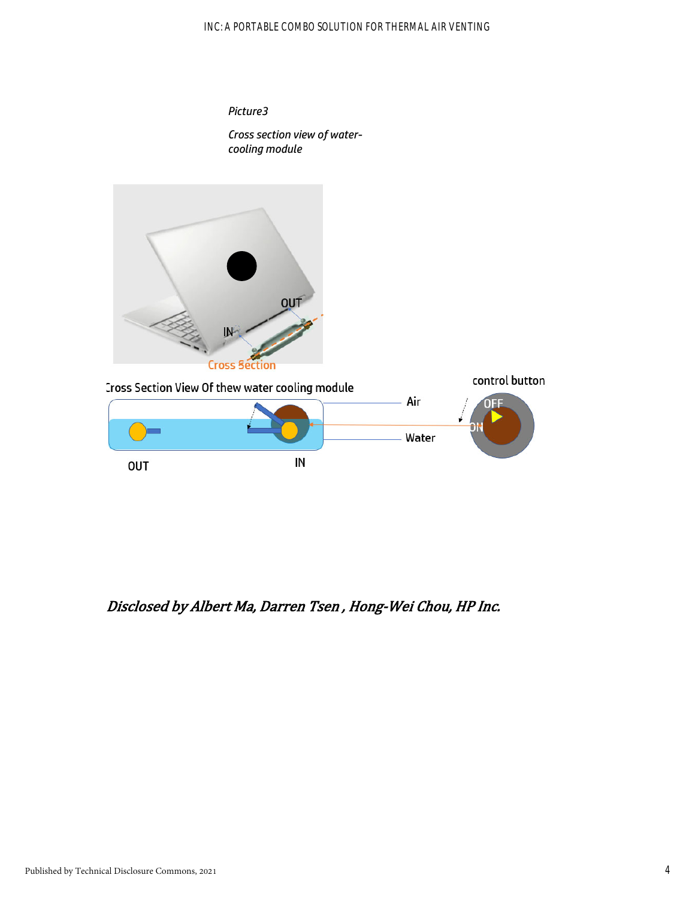*Picture3*

*Cross section view of water-cooling module*

Cross Section

OUT

IN

Cross Section View Of thew water cooling module

Air

Water

control button

OFF

ON

OUT

IN

***Disclosed by Albert Ma, Darren Tsen , Hong-Wei Chou, HP Inc.***